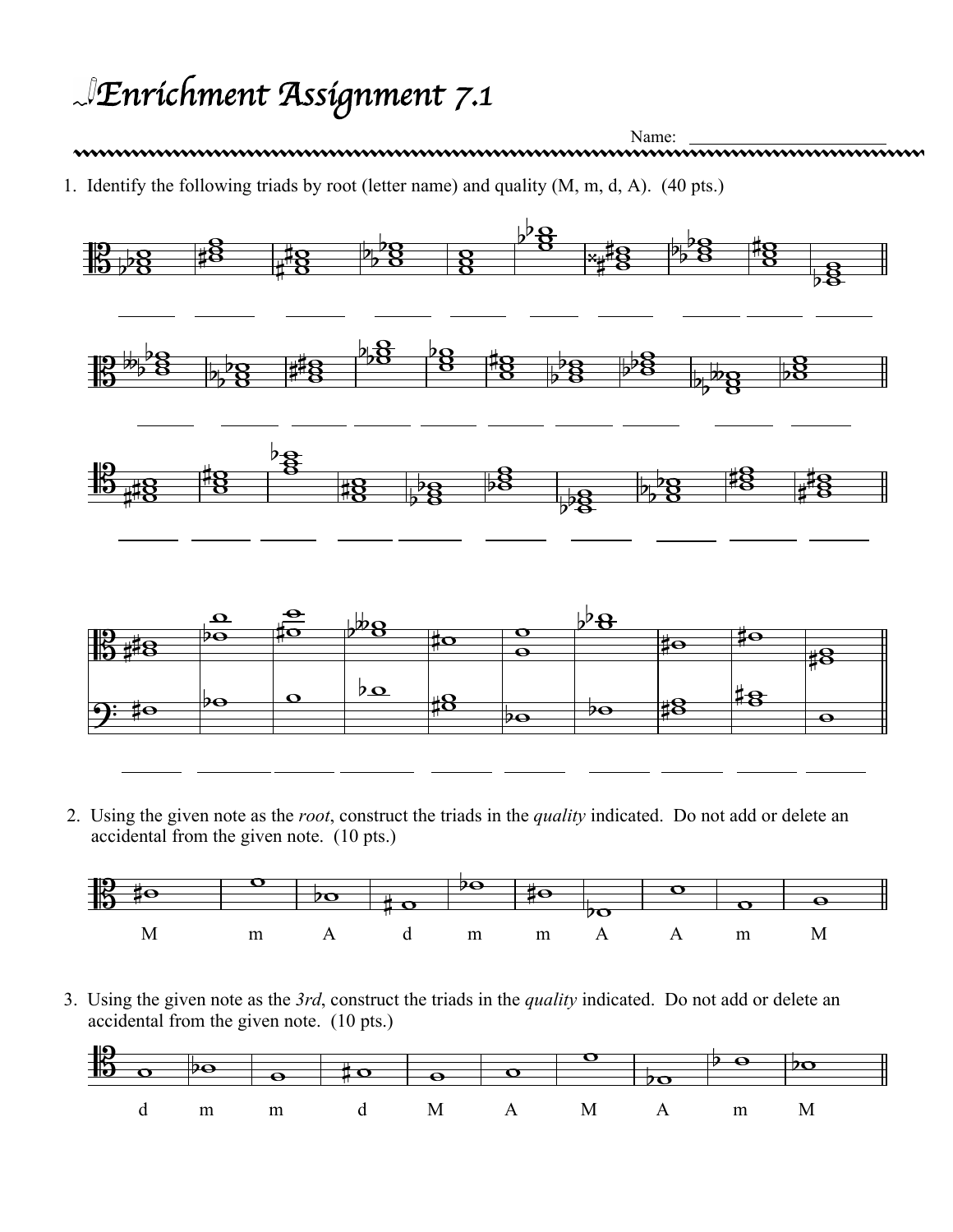# Enrichment Assignment 7.1

Name: ______________________

1. Identify the following triads by root (letter name) and quality (M, m, d, A). (40 pts.)

______ ______ ______ ______ ______ ______ ______ ______ ______ ______

______ ______ ______ ______ ______ ______ ______ ______ ______ ______

______ ______ ______ ______ ______ ______ ______ ______ ______ ______

______ ______ ______ ______ ______ ______ ______ ______ ______ ______

2. Using the given note as the *root*, construct the triads in the *quality* indicated. Do not add or delete an accidental from the given note. (10 pts.)

M m A d m m A A m M

3. Using the given note as the *3rd*, construct the triads in the *quality* indicated. Do not add or delete an accidental from the given note. (10 pts.)

d m m d M A M A m M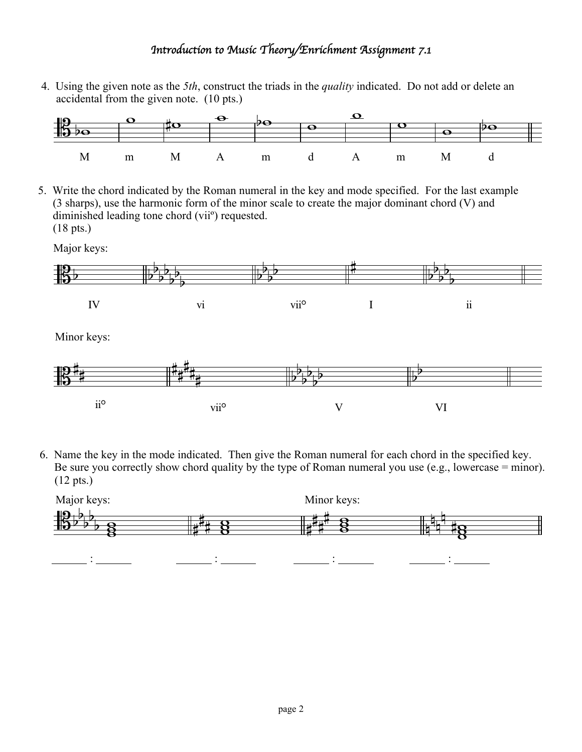*Introduction to Music Theory/Enrichment Assignment 7.1*

4. Using the given note as the *5th*, construct the triads in the *quality* indicated. Do not add or delete an accidental from the given note. (10 pts.)

M  m  M  A  m  d  A  m  M  d

5. Write the chord indicated by the Roman numeral in the key and mode specified. For the last example (3 sharps), use the harmonic form of the minor scale to create the major dominant chord (V) and diminished leading tone chord (viiº) requested.
(18 pts.)

Major keys:

IV  vi  vii°  I  ii

Minor keys:

ii°  vii°  V  VI

6. Name the key in the mode indicated. Then give the Roman numeral for each chord in the specified key. Be sure you correctly show chord quality by the type of Roman numeral you use (e.g., lowercase = minor). (12 pts.)

Major keys:  Minor keys:

______ : ______  ______ : ______  ______ : ______  ______ : ______